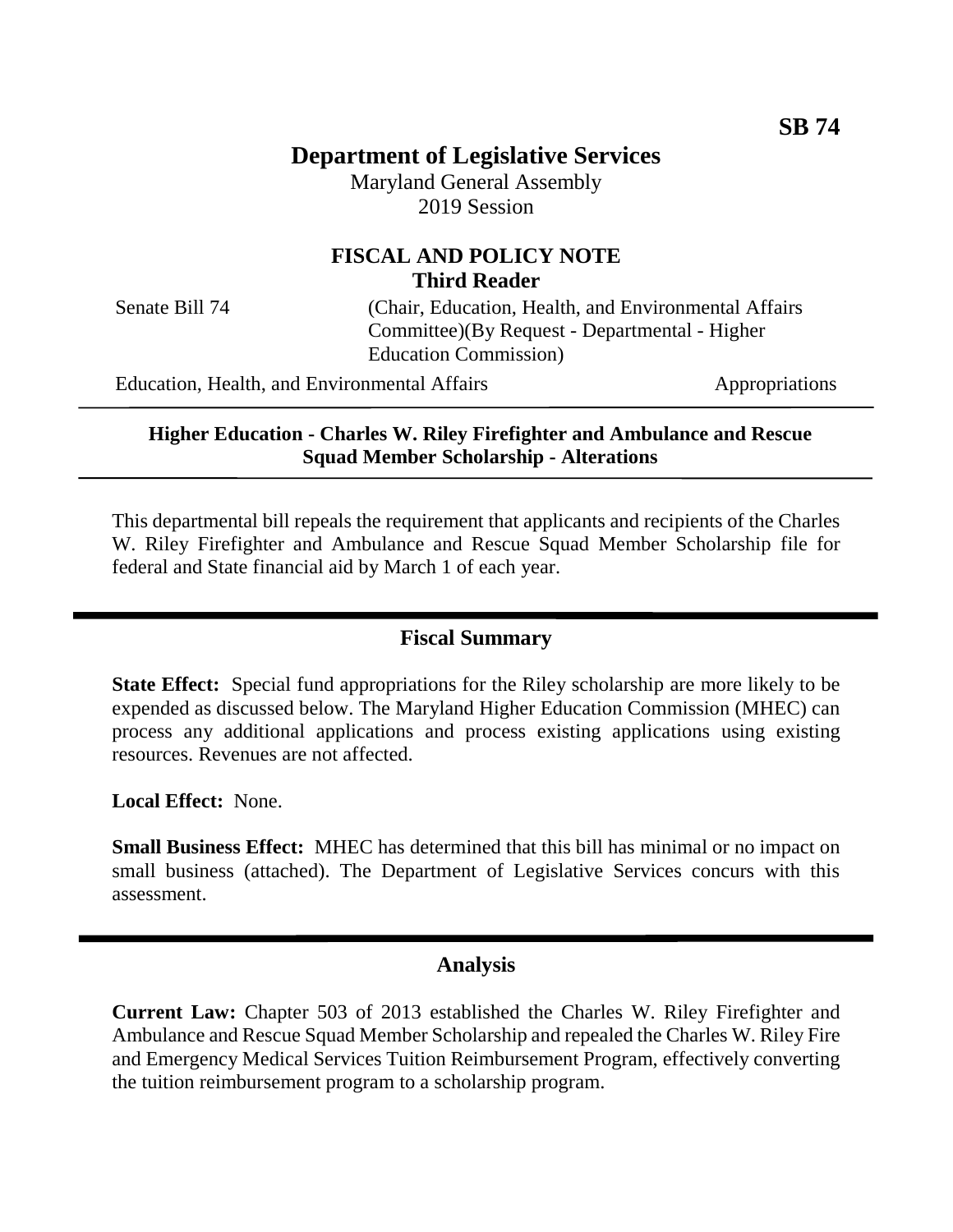**SB 74**

# Department of Legislative Services

Maryland General Assembly
2019 Session

## FISCAL AND POLICY NOTE
**Third Reader**

Senate Bill 74 (Chair, Education, Health, and Environmental Affairs Committee)(By Request - Departmental - Higher Education Commission)

Education, Health, and Environmental Affairs Appropriations

---

**Higher Education - Charles W. Riley Firefighter and Ambulance and Rescue Squad Member Scholarship - Alterations**

---

This departmental bill repeals the requirement that applicants and recipients of the Charles W. Riley Firefighter and Ambulance and Rescue Squad Member Scholarship file for federal and State financial aid by March 1 of each year.

## Fiscal Summary

**State Effect:** Special fund appropriations for the Riley scholarship are more likely to be expended as discussed below. The Maryland Higher Education Commission (MHEC) can process any additional applications and process existing applications using existing resources. Revenues are not affected.

**Local Effect:** None.

**Small Business Effect:** MHEC has determined that this bill has minimal or no impact on small business (attached). The Department of Legislative Services concurs with this assessment.

## Analysis

**Current Law:** Chapter 503 of 2013 established the Charles W. Riley Firefighter and Ambulance and Rescue Squad Member Scholarship and repealed the Charles W. Riley Fire and Emergency Medical Services Tuition Reimbursement Program, effectively converting the tuition reimbursement program to a scholarship program.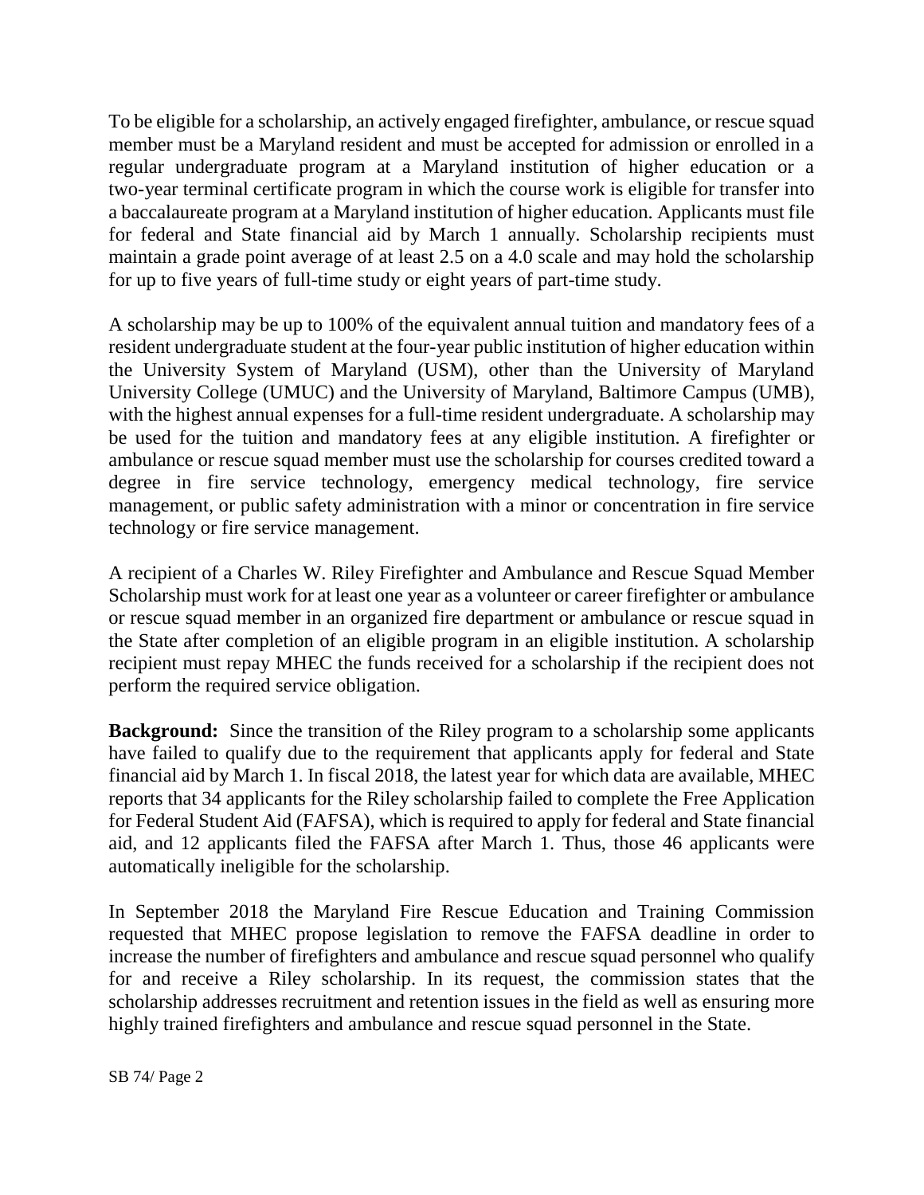To be eligible for a scholarship, an actively engaged firefighter, ambulance, or rescue squad member must be a Maryland resident and must be accepted for admission or enrolled in a regular undergraduate program at a Maryland institution of higher education or a two-year terminal certificate program in which the course work is eligible for transfer into a baccalaureate program at a Maryland institution of higher education. Applicants must file for federal and State financial aid by March 1 annually. Scholarship recipients must maintain a grade point average of at least 2.5 on a 4.0 scale and may hold the scholarship for up to five years of full-time study or eight years of part-time study.

A scholarship may be up to 100% of the equivalent annual tuition and mandatory fees of a resident undergraduate student at the four-year public institution of higher education within the University System of Maryland (USM), other than the University of Maryland University College (UMUC) and the University of Maryland, Baltimore Campus (UMB), with the highest annual expenses for a full-time resident undergraduate. A scholarship may be used for the tuition and mandatory fees at any eligible institution. A firefighter or ambulance or rescue squad member must use the scholarship for courses credited toward a degree in fire service technology, emergency medical technology, fire service management, or public safety administration with a minor or concentration in fire service technology or fire service management.

A recipient of a Charles W. Riley Firefighter and Ambulance and Rescue Squad Member Scholarship must work for at least one year as a volunteer or career firefighter or ambulance or rescue squad member in an organized fire department or ambulance or rescue squad in the State after completion of an eligible program in an eligible institution. A scholarship recipient must repay MHEC the funds received for a scholarship if the recipient does not perform the required service obligation.

**Background:** Since the transition of the Riley program to a scholarship some applicants have failed to qualify due to the requirement that applicants apply for federal and State financial aid by March 1. In fiscal 2018, the latest year for which data are available, MHEC reports that 34 applicants for the Riley scholarship failed to complete the Free Application for Federal Student Aid (FAFSA), which is required to apply for federal and State financial aid, and 12 applicants filed the FAFSA after March 1. Thus, those 46 applicants were automatically ineligible for the scholarship.

In September 2018 the Maryland Fire Rescue Education and Training Commission requested that MHEC propose legislation to remove the FAFSA deadline in order to increase the number of firefighters and ambulance and rescue squad personnel who qualify for and receive a Riley scholarship. In its request, the commission states that the scholarship addresses recruitment and retention issues in the field as well as ensuring more highly trained firefighters and ambulance and rescue squad personnel in the State.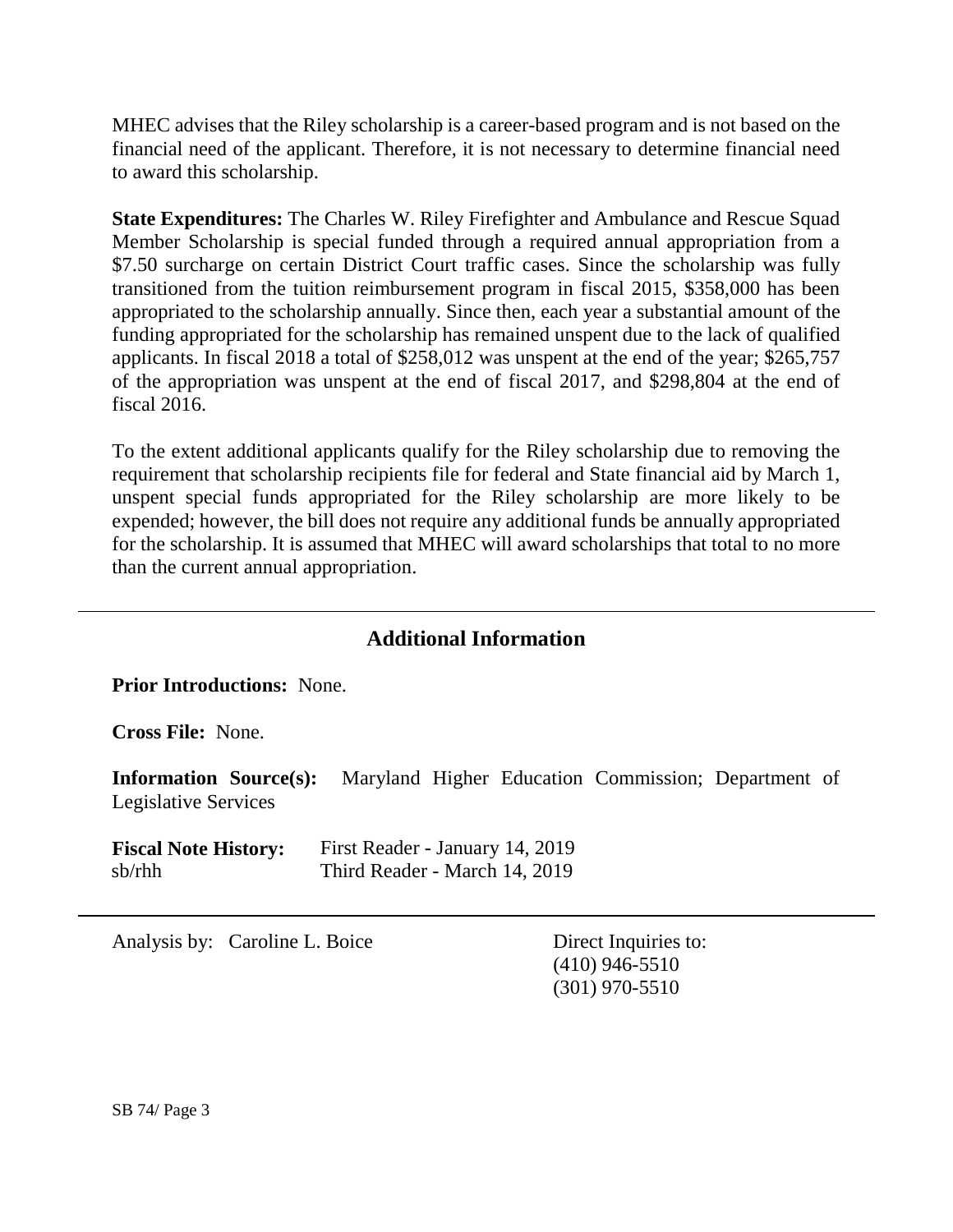MHEC advises that the Riley scholarship is a career-based program and is not based on the financial need of the applicant. Therefore, it is not necessary to determine financial need to award this scholarship.

**State Expenditures:** The Charles W. Riley Firefighter and Ambulance and Rescue Squad Member Scholarship is special funded through a required annual appropriation from a $7.50 surcharge on certain District Court traffic cases. Since the scholarship was fully transitioned from the tuition reimbursement program in fiscal 2015, $358,000 has been appropriated to the scholarship annually. Since then, each year a substantial amount of the funding appropriated for the scholarship has remained unspent due to the lack of qualified applicants. In fiscal 2018 a total of $258,012 was unspent at the end of the year; $265,757 of the appropriation was unspent at the end of fiscal 2017, and $298,804 at the end of fiscal 2016.

To the extent additional applicants qualify for the Riley scholarship due to removing the requirement that scholarship recipients file for federal and State financial aid by March 1, unspent special funds appropriated for the Riley scholarship are more likely to be expended; however, the bill does not require any additional funds be annually appropriated for the scholarship. It is assumed that MHEC will award scholarships that total to no more than the current annual appropriation.

---

## Additional Information

**Prior Introductions:** None.

**Cross File:** None.

**Information Source(s):** Maryland Higher Education Commission; Department of Legislative Services

**Fiscal Note History:** First Reader - January 14, 2019
sb/rhh Third Reader - March 14, 2019

---

Analysis by: Caroline L. Boice

Direct Inquiries to:
(410) 946-5510
(301) 970-5510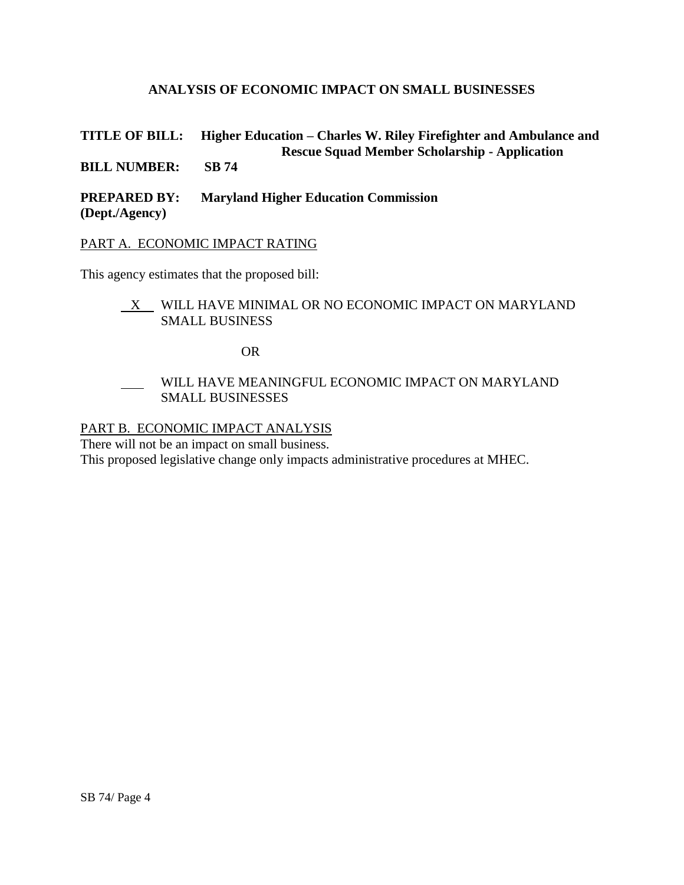# ANALYSIS OF ECONOMIC IMPACT ON SMALL BUSINESSES

**TITLE OF BILL:** **Higher Education – Charles W. Riley Firefighter and Ambulance and Rescue Squad Member Scholarship - Application**

**BILL NUMBER:** **SB 74**

**PREPARED BY: (Dept./Agency)** **Maryland Higher Education Commission**

PART A. ECONOMIC IMPACT RATING

This agency estimates that the proposed bill:

\_\_X\_\_ WILL HAVE MINIMAL OR NO ECONOMIC IMPACT ON MARYLAND SMALL BUSINESS

OR

\_\_\_\_ WILL HAVE MEANINGFUL ECONOMIC IMPACT ON MARYLAND SMALL BUSINESSES

PART B. ECONOMIC IMPACT ANALYSIS

There will not be an impact on small business.
This proposed legislative change only impacts administrative procedures at MHEC.